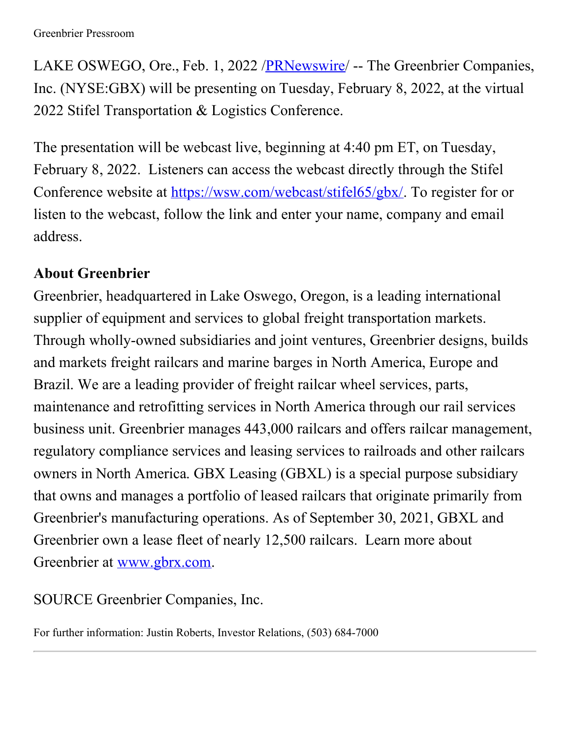Greenbrier Pressroom

LAKE OSWEGO, Ore., Feb. 1, 2022 /[PRNewswire](#)/ -- The Greenbrier Companies, Inc. (NYSE:GBX) will be presenting on Tuesday, February 8, 2022, at the virtual 2022 Stifel Transportation & Logistics Conference.

The presentation will be webcast live, beginning at 4:40 pm ET, on Tuesday, February 8, 2022.  Listeners can access the webcast directly through the Stifel Conference website at https://wsw.com/webcast/stifel65/gbx/. To register for or listen to the webcast, follow the link and enter your name, company and email address.

**About Greenbrier**

Greenbrier, headquartered in Lake Oswego, Oregon, is a leading international supplier of equipment and services to global freight transportation markets. Through wholly-owned subsidiaries and joint ventures, Greenbrier designs, builds and markets freight railcars and marine barges in North America, Europe and Brazil. We are a leading provider of freight railcar wheel services, parts, maintenance and retrofitting services in North America through our rail services business unit. Greenbrier manages 443,000 railcars and offers railcar management, regulatory compliance services and leasing services to railroads and other railcars owners in North America. GBX Leasing (GBXL) is a special purpose subsidiary that owns and manages a portfolio of leased railcars that originate primarily from Greenbrier's manufacturing operations. As of September 30, 2021, GBXL and Greenbrier own a lease fleet of nearly 12,500 railcars.  Learn more about Greenbrier at www.gbrx.com.

SOURCE Greenbrier Companies, Inc.

For further information: Justin Roberts, Investor Relations, (503) 684-7000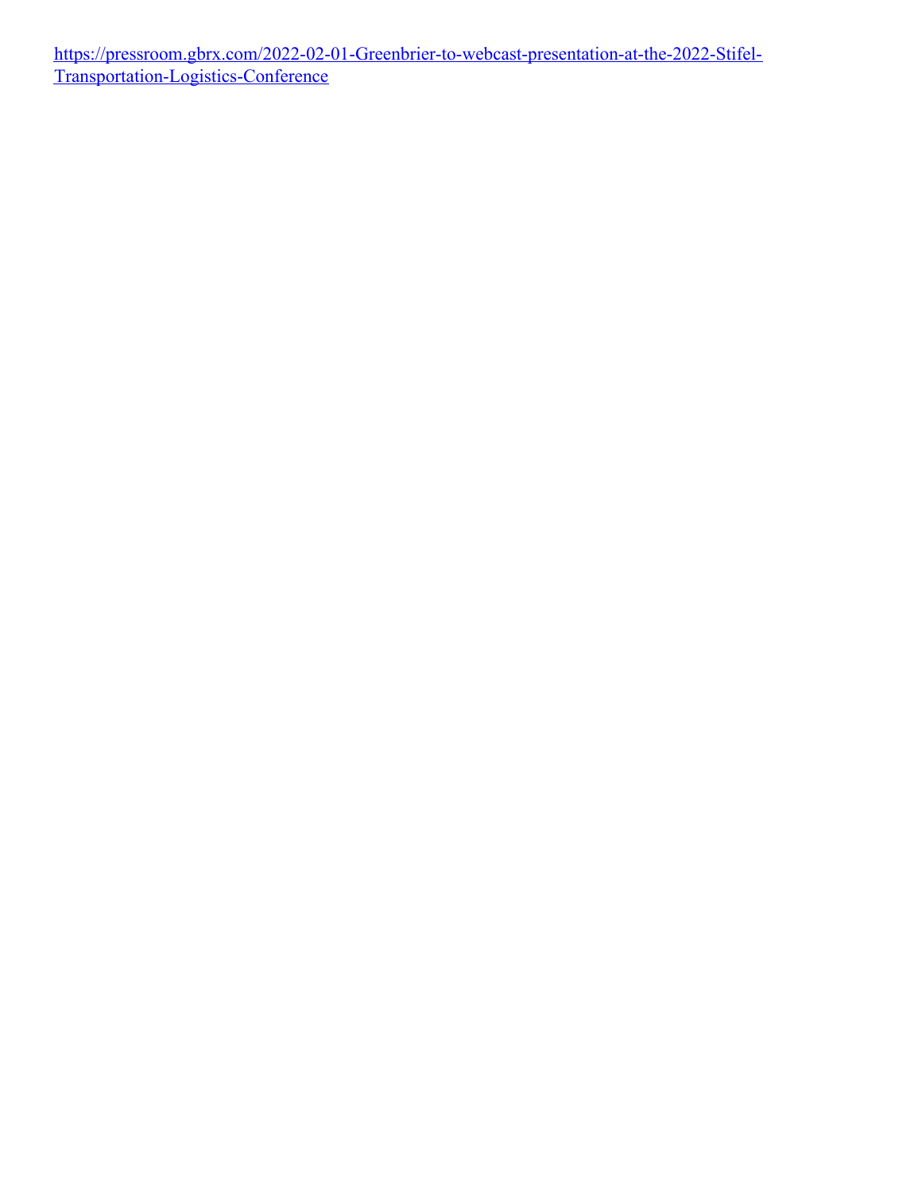https://pressroom.gbrx.com/2022-02-01-Greenbrier-to-webcast-presentation-at-the-2022-Stifel-Transportation-Logistics-Conference